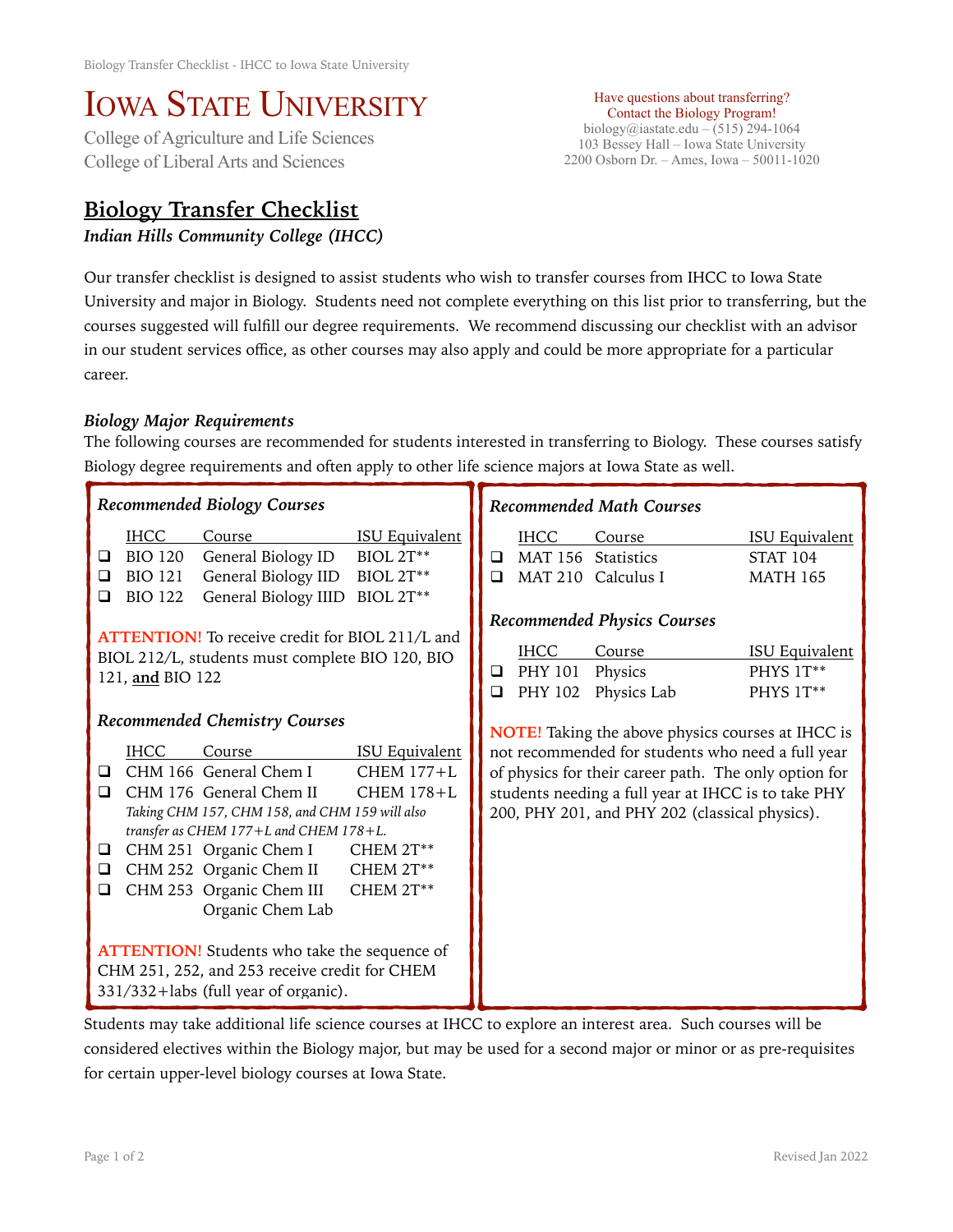# IOWA STATE UNIVERSITY

College of Agriculture and Life Sciences
College of Liberal Arts and Sciences

Have questions about transferring?
Contact the Biology Program!
biology@iastate.edu – (515) 294-1064
103 Bessey Hall – Iowa State University
2200 Osborn Dr. – Ames, Iowa – 50011-1020

## Biology Transfer Checklist

***Indian Hills Community College (IHCC)***

Our transfer checklist is designed to assist students who wish to transfer courses from IHCC to Iowa State University and major in Biology. Students need not complete everything on this list prior to transferring, but the courses suggested will fulfill our degree requirements. We recommend discussing our checklist with an advisor in our student services office, as other courses may also apply and could be more appropriate for a particular career.

### *Biology Major Requirements*

The following courses are recommended for students interested in transferring to Biology. These courses satisfy Biology degree requirements and often apply to other life science majors at Iowa State as well.

#### *Recommended Biology Courses*

| | IHCC | Course | ISU Equivalent |
|---|---|---|---|
| ❑ | BIO 120 | General Biology ID | BIOL 2T** |
| ❑ | BIO 121 | General Biology IID | BIOL 2T** |
| ❑ | BIO 122 | General Biology IIID | BIOL 2T** |

**ATTENTION!** To receive credit for BIOL 211/L and BIOL 212/L, students must complete BIO 120, BIO 121, **and** BIO 122

#### *Recommended Chemistry Courses*

| | IHCC | Course | ISU Equivalent |
|---|---|---|---|
| ❑ | CHM 166 | General Chem I | CHEM 177+L |
| ❑ | CHM 176 | General Chem II | CHEM 178+L |
| | | *Taking CHM 157, CHM 158, and CHM 159 will also transfer as CHEM 177+L and CHEM 178+L.* | |
| ❑ | CHM 251 | Organic Chem I | CHEM 2T** |
| ❑ | CHM 252 | Organic Chem II | CHEM 2T** |
| ❑ | CHM 253 | Organic Chem III Organic Chem Lab | CHEM 2T** |

**ATTENTION!** Students who take the sequence of CHM 251, 252, and 253 receive credit for CHEM 331/332+labs (full year of organic).

#### *Recommended Math Courses*

| | IHCC | Course | ISU Equivalent |
|---|---|---|---|
| ❑ | MAT 156 | Statistics | STAT 104 |
| ❑ | MAT 210 | Calculus I | MATH 165 |

#### *Recommended Physics Courses*

| | IHCC | Course | ISU Equivalent |
|---|---|---|---|
| ❑ | PHY 101 | Physics | PHYS 1T** |
| ❑ | PHY 102 | Physics Lab | PHYS 1T** |

**NOTE!** Taking the above physics courses at IHCC is not recommended for students who need a full year of physics for their career path. The only option for students needing a full year at IHCC is to take PHY 200, PHY 201, and PHY 202 (classical physics).

Students may take additional life science courses at IHCC to explore an interest area. Such courses will be considered electives within the Biology major, but may be used for a second major or minor or as pre-requisites for certain upper-level biology courses at Iowa State.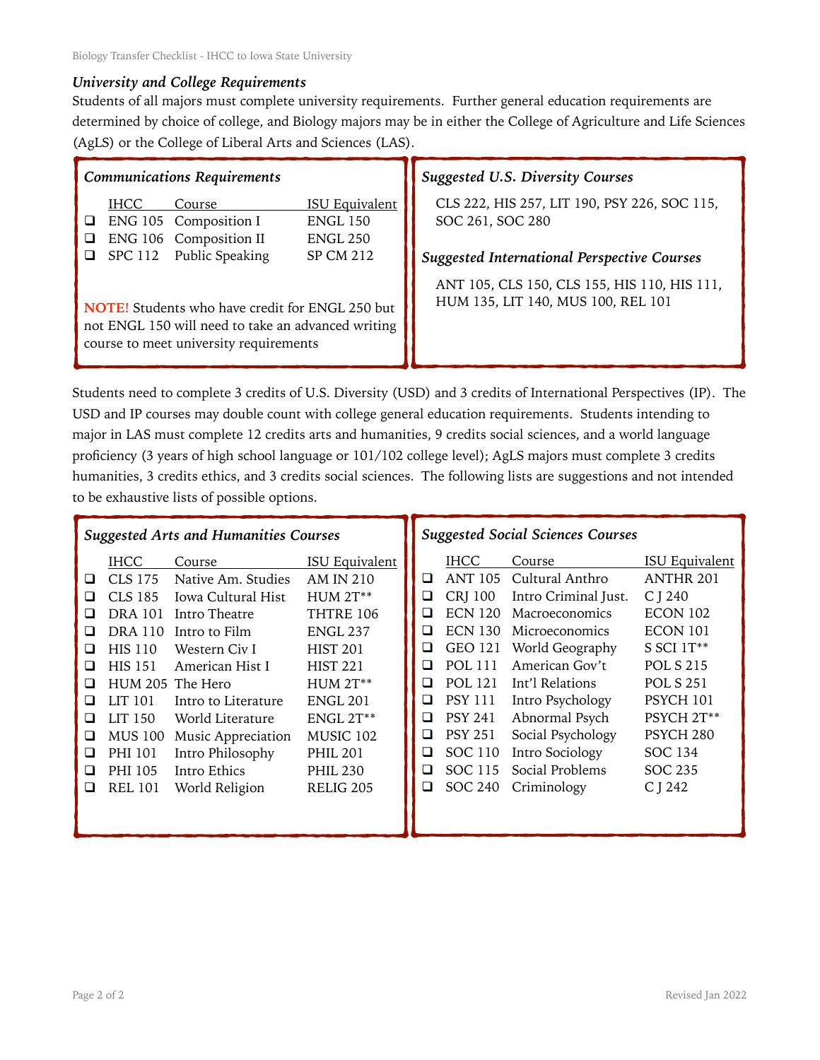### *University and College Requirements*

Students of all majors must complete university requirements. Further general education requirements are determined by choice of college, and Biology majors may be in either the College of Agriculture and Life Sciences (AgLS) or the College of Liberal Arts and Sciences (LAS).

#### *Communications Requirements*

| | IHCC | Course | ISU Equivalent |
|---|---|---|---|
| ❑ | ENG 105 | Composition I | ENGL 150 |
| ❑ | ENG 106 | Composition II | ENGL 250 |
| ❑ | SPC 112 | Public Speaking | SP CM 212 |

**NOTE!** Students who have credit for ENGL 250 but not ENGL 150 will need to take an advanced writing course to meet university requirements

#### *Suggested U.S. Diversity Courses*

CLS 222, HIS 257, LIT 190, PSY 226, SOC 115, SOC 261, SOC 280

#### *Suggested International Perspective Courses*

ANT 105, CLS 150, CLS 155, HIS 110, HIS 111, HUM 135, LIT 140, MUS 100, REL 101

Students need to complete 3 credits of U.S. Diversity (USD) and 3 credits of International Perspectives (IP). The USD and IP courses may double count with college general education requirements. Students intending to major in LAS must complete 12 credits arts and humanities, 9 credits social sciences, and a world language proficiency (3 years of high school language or 101/102 college level); AgLS majors must complete 3 credits humanities, 3 credits ethics, and 3 credits social sciences. The following lists are suggestions and not intended to be exhaustive lists of possible options.

#### *Suggested Arts and Humanities Courses*

| | IHCC | Course | ISU Equivalent |
|---|---|---|---|
| ❑ | CLS 175 | Native Am. Studies | AM IN 210 |
| ❑ | CLS 185 | Iowa Cultural Hist | HUM 2T** |
| ❑ | DRA 101 | Intro Theatre | THTRE 106 |
| ❑ | DRA 110 | Intro to Film | ENGL 237 |
| ❑ | HIS 110 | Western Civ I | HIST 201 |
| ❑ | HIS 151 | American Hist I | HIST 221 |
| ❑ | HUM 205 | The Hero | HUM 2T** |
| ❑ | LIT 101 | Intro to Literature | ENGL 201 |
| ❑ | LIT 150 | World Literature | ENGL 2T** |
| ❑ | MUS 100 | Music Appreciation | MUSIC 102 |
| ❑ | PHI 101 | Intro Philosophy | PHIL 201 |
| ❑ | PHI 105 | Intro Ethics | PHIL 230 |
| ❑ | REL 101 | World Religion | RELIG 205 |

#### *Suggested Social Sciences Courses*

| | IHCC | Course | ISU Equivalent |
|---|---|---|---|
| ❑ | ANT 105 | Cultural Anthro | ANTHR 201 |
| ❑ | CRJ 100 | Intro Criminal Just. | C J 240 |
| ❑ | ECN 120 | Macroeconomics | ECON 102 |
| ❑ | ECN 130 | Microeconomics | ECON 101 |
| ❑ | GEO 121 | World Geography | S SCI 1T** |
| ❑ | POL 111 | American Gov't | POL S 215 |
| ❑ | POL 121 | Int'l Relations | POL S 251 |
| ❑ | PSY 111 | Intro Psychology | PSYCH 101 |
| ❑ | PSY 241 | Abnormal Psych | PSYCH 2T** |
| ❑ | PSY 251 | Social Psychology | PSYCH 280 |
| ❑ | SOC 110 | Intro Sociology | SOC 134 |
| ❑ | SOC 115 | Social Problems | SOC 235 |
| ❑ | SOC 240 | Criminology | C J 242 |

Revised Jan 2022